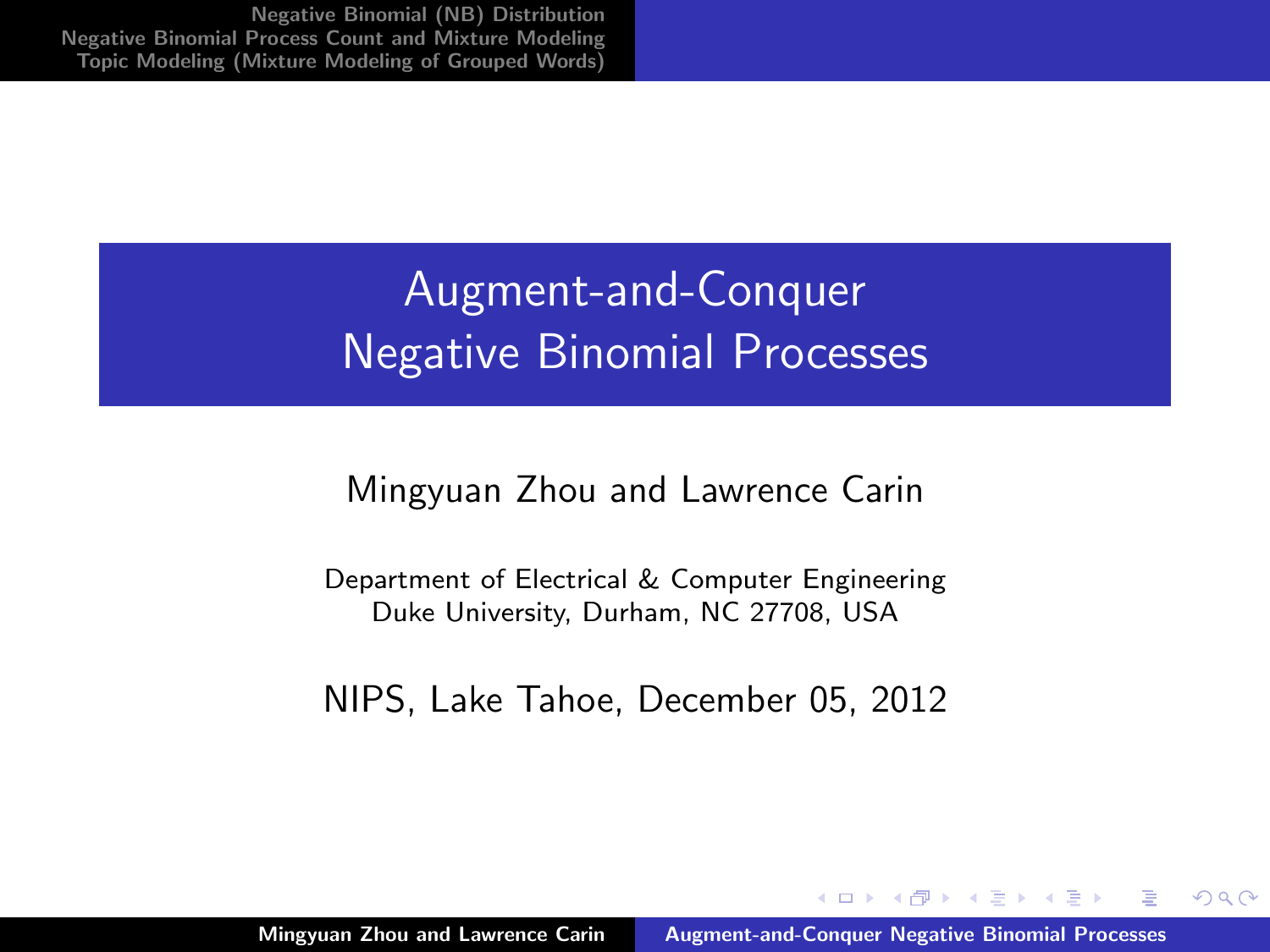# Augment-and-Conquer Negative Binomial Processes

Mingyuan Zhou and Lawrence Carin

Department of Electrical & Computer Engineering
Duke University, Durham, NC 27708, USA

NIPS, Lake Tahoe, December 05, 2012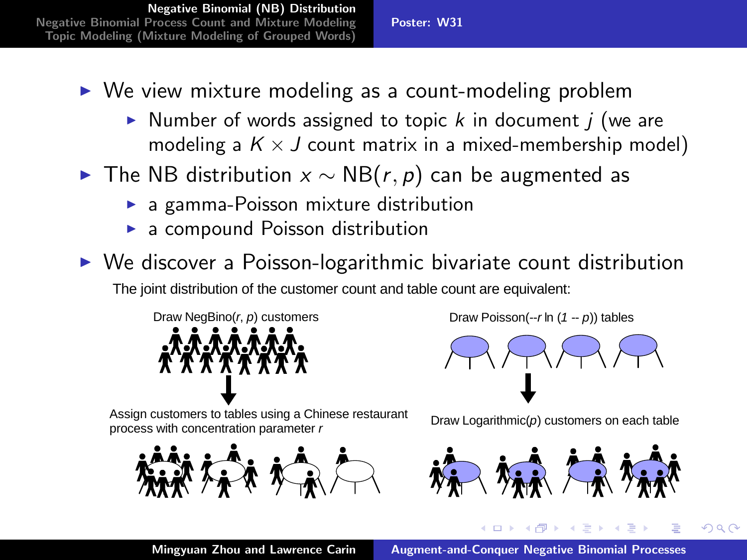- We view mixture modeling as a count-modeling problem
  - Number of words assigned to topic $k$ in document $j$ (we are modeling a $K \times J$ count matrix in a mixed-membership model)
- The NB distribution $x \sim \text{NB}(r, p)$ can be augmented as
  - a gamma-Poisson mixture distribution
  - a compound Poisson distribution
- We discover a Poisson-logarithmic bivariate count distribution

The joint distribution of the customer count and table count are equivalent:

Draw NegBino($r$, $p$) customers

Assign customers to tables using a Chinese restaurant process with concentration parameter $r$

Draw Poisson($-r \ln(1-p)$) tables

Draw Logarithmic($p$) customers on each table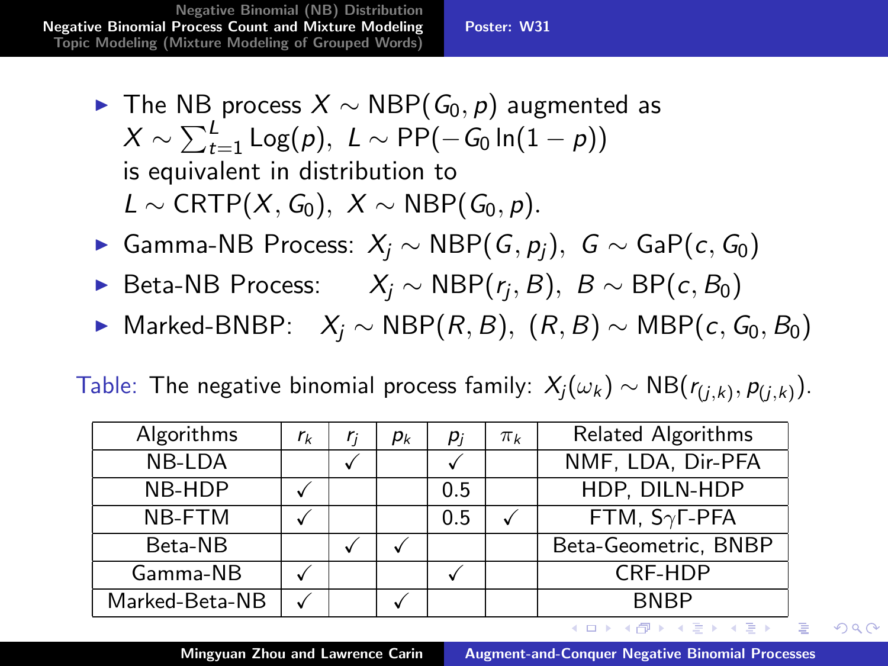- The NB process $X \sim \text{NBP}(G_0, p)$ augmented as $X \sim \sum_{t=1}^{L} \text{Log}(p),\ L \sim \text{PP}(-G_0 \ln(1-p))$ is equivalent in distribution to $L \sim \text{CRTP}(X, G_0),\ X \sim \text{NBP}(G_0, p)$.
- Gamma-NB Process: $X_j \sim \text{NBP}(G, p_j),\ G \sim \text{GaP}(c, G_0)$
- Beta-NB Process: $X_j \sim \text{NBP}(r_j, B),\ B \sim \text{BP}(c, B_0)$
- Marked-BNBP: $X_j \sim \text{NBP}(R, B),\ (R, B) \sim \text{MBP}(c, G_0, B_0)$

Table: The negative binomial process family: $X_j(\omega_k) \sim \text{NB}(r_{(j,k)}, p_{(j,k)})$.

| Algorithms | $r_k$ | $r_j$ | $p_k$ | $p_j$ | $\pi_k$ | Related Algorithms |
|---|---|---|---|---|---|---|
| NB-LDA | | ✓ | | ✓ | | NMF, LDA, Dir-PFA |
| NB-HDP | ✓ | | | 0.5 | | HDP, DILN-HDP |
| NB-FTM | ✓ | | | 0.5 | ✓ | FTM, S$\gamma\Gamma$-PFA |
| Beta-NB | | ✓ | ✓ | | | Beta-Geometric, BNBP |
| Gamma-NB | ✓ | | | ✓ | | CRF-HDP |
| Marked-Beta-NB | ✓ | | ✓ | | | BNBP |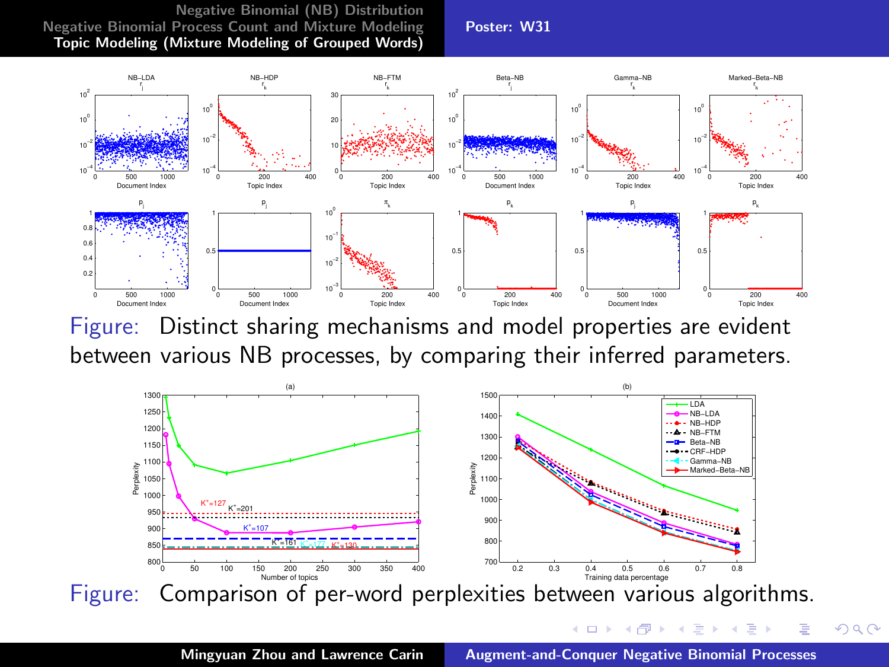Figure: Distinct sharing mechanisms and model properties are evident between various NB processes, by comparing their inferred parameters.

NB–LDA
$r_j$
Document Index
$p_j$
Document Index

NB–HDP
$r_k$
Topic Index
$p_j$
Document Index

NB–FTM
$r_k$
Topic Index
$\pi_k$
Topic Index

Beta–NB
$r_j$
Document Index
$p_k$
Topic Index

Gamma–NB
$r_k$
Topic Index
$p_j$
Document Index

Marked–Beta–NB
$r_k$
Topic Index
$p_k$
Topic Index

(a)
Perplexity
Number of topics
$K^+$=127
$K^+$=201
$K^+$=107
$K^+$=161
$K^+$=177
$K^+$=130

(b)
Perplexity
Training data percentage
LDA
NB–LDA
NB–HDP
NB–FTM
Beta–NB
CRF–HDP
Gamma–NB
Marked–Beta–NB

Figure: Comparison of per-word perplexities between various algorithms.